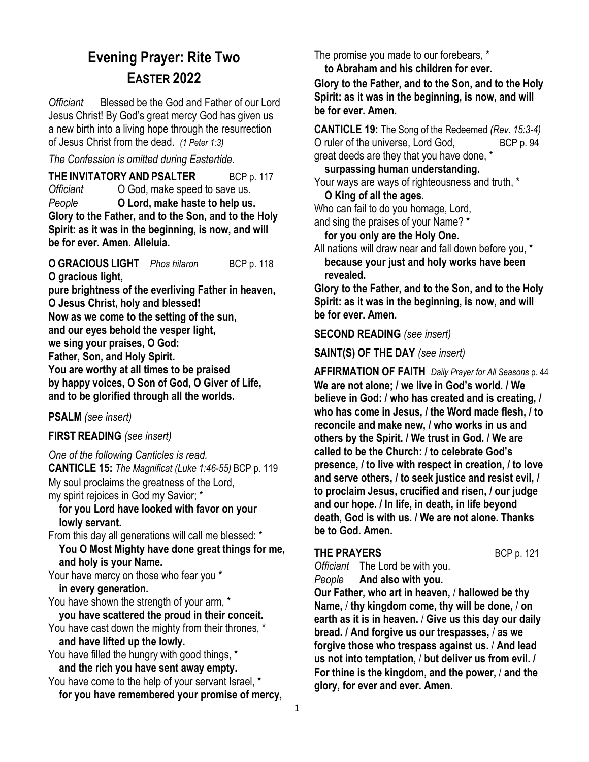# Evening Prayer: Rite Two
## EASTER 2022

*Officiant* Blessed be the God and Father of our Lord Jesus Christ! By God's great mercy God has given us a new birth into a living hope through the resurrection of Jesus Christ from the dead. *(1 Peter 1:3)*

*The Confession is omitted during Eastertide.*

**THE INVITATORY AND PSALTER** BCP p. 117

*Officiant* O God, make speed to save us.
*People* **O Lord, make haste to help us.**
**Glory to the Father, and to the Son, and to the Holy Spirit: as it was in the beginning, is now, and will be for ever. Amen. Alleluia.**

**O GRACIOUS LIGHT** *Phos hilaron* BCP p. 118

**O gracious light,**
**pure brightness of the everliving Father in heaven,**
**O Jesus Christ, holy and blessed!**
**Now as we come to the setting of the sun,**
**and our eyes behold the vesper light,**
**we sing your praises, O God:**
**Father, Son, and Holy Spirit.**
**You are worthy at all times to be praised**
**by happy voices, O Son of God, O Giver of Life,**
**and to be glorified through all the worlds.**

**PSALM** *(see insert)*

**FIRST READING** *(see insert)*

*One of the following Canticles is read.*

**CANTICLE 15:** *The Magnificat (Luke 1:46-55)* BCP p. 119

My soul proclaims the greatness of the Lord,
my spirit rejoices in God my Savior; *
**for you Lord have looked with favor on your lowly servant.**
From this day all generations will call me blessed: *
**You O Most Mighty have done great things for me, and holy is your Name.**
Your have mercy on those who fear you *
**in every generation.**
You have shown the strength of your arm, *
**you have scattered the proud in their conceit.**
You have cast down the mighty from their thrones, *
**and have lifted up the lowly.**
You have filled the hungry with good things, *
**and the rich you have sent away empty.**
You have come to the help of your servant Israel, *
**for you have remembered your promise of mercy,**
The promise you made to our forebears, *
**to Abraham and his children for ever.**
**Glory to the Father, and to the Son, and to the Holy Spirit: as it was in the beginning, is now, and will be for ever. Amen.**

**CANTICLE 19:** The Song of the Redeemed *(Rev. 15:3-4)* BCP p. 94

O ruler of the universe, Lord God,
great deeds are they that you have done, *
**surpassing human understanding.**
Your ways are ways of righteousness and truth, *
**O King of all the ages.**
Who can fail to do you homage, Lord,
and sing the praises of your Name? *
**for you only are the Holy One.**
All nations will draw near and fall down before you, *
**because your just and holy works have been revealed.**
**Glory to the Father, and to the Son, and to the Holy Spirit: as it was in the beginning, is now, and will be for ever. Amen.**

**SECOND READING** *(see insert)*

**SAINT(S) OF THE DAY** *(see insert)*

**AFFIRMATION OF FAITH** *Daily Prayer for All Seasons* p. 44

**We are not alone; / we live in God's world. / We believe in God: / who has created and is creating, / who has come in Jesus, / the Word made flesh, / to reconcile and make new, / who works in us and others by the Spirit. / We trust in God. / We are called to be the Church: / to celebrate God's presence, / to live with respect in creation, / to love and serve others, / to seek justice and resist evil, / to proclaim Jesus, crucified and risen, / our judge and our hope. / In life, in death, in life beyond death, God is with us. / We are not alone. Thanks be to God. Amen.**

**THE PRAYERS** BCP p. 121

*Officiant* The Lord be with you.
*People* **And also with you.**

**Our Father, who art in heaven, / hallowed be thy Name, / thy kingdom come, thy will be done, / on earth as it is in heaven. / Give us this day our daily bread. / And forgive us our trespasses, / as we forgive those who trespass against us. / And lead us not into temptation, / but deliver us from evil. / For thine is the kingdom, and the power, / and the glory, for ever and ever. Amen.**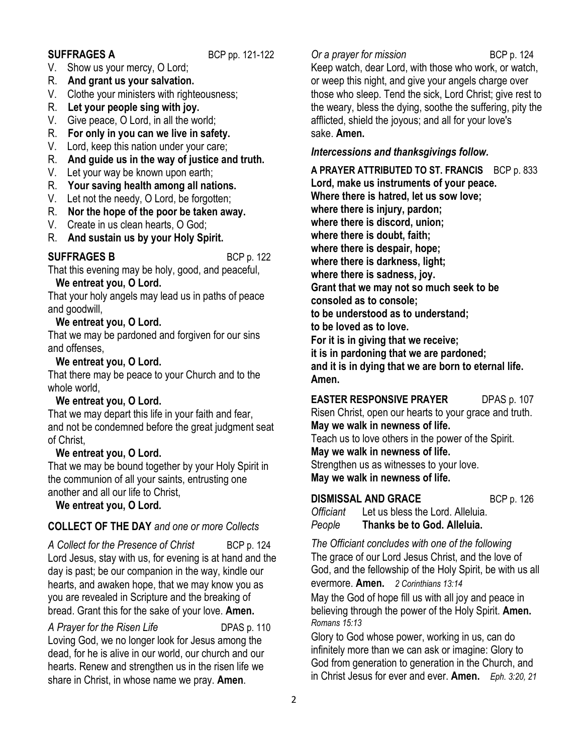**SUFFRAGES A** BCP pp. 121-122

V. Show us your mercy, O Lord;
R. **And grant us your salvation.**
V. Clothe your ministers with righteousness;
R. **Let your people sing with joy.**
V. Give peace, O Lord, in all the world;
R. **For only in you can we live in safety.**
V. Lord, keep this nation under your care;
R. **And guide us in the way of justice and truth.**
V. Let your way be known upon earth;
R. **Your saving health among all nations.**
V. Let not the needy, O Lord, be forgotten;
R. **Nor the hope of the poor be taken away.**
V. Create in us clean hearts, O God;
R. **And sustain us by your Holy Spirit.**

**SUFFRAGES B** BCP p. 122

That this evening may be holy, good, and peaceful,
**We entreat you, O Lord.**
That your holy angels may lead us in paths of peace and goodwill,
**We entreat you, O Lord.**
That we may be pardoned and forgiven for our sins and offenses,
**We entreat you, O Lord.**
That there may be peace to your Church and to the whole world,
**We entreat you, O Lord.**
That we may depart this life in your faith and fear, and not be condemned before the great judgment seat of Christ,
**We entreat you, O Lord.**
That we may be bound together by your Holy Spirit in the communion of all your saints, entrusting one another and all our life to Christ,
**We entreat you, O Lord.**

**COLLECT OF THE DAY** *and one or more Collects*

*A Collect for the Presence of Christ* BCP p. 124
Lord Jesus, stay with us, for evening is at hand and the day is past; be our companion in the way, kindle our hearts, and awaken hope, that we may know you as you are revealed in Scripture and the breaking of bread. Grant this for the sake of your love. **Amen.**

*A Prayer for the Risen Life* DPAS p. 110
Loving God, we no longer look for Jesus among the dead, for he is alive in our world, our church and our hearts. Renew and strengthen us in the risen life we share in Christ, in whose name we pray. **Amen**.

*Or a prayer for mission* BCP p. 124
Keep watch, dear Lord, with those who work, or watch, or weep this night, and give your angels charge over those who sleep. Tend the sick, Lord Christ; give rest to the weary, bless the dying, soothe the suffering, pity the afflicted, shield the joyous; and all for your love's sake. **Amen.**

***Intercessions and thanksgivings follow.***

**A PRAYER ATTRIBUTED TO ST. FRANCIS** BCP p. 833
**Lord, make us instruments of your peace.
Where there is hatred, let us sow love;
where there is injury, pardon;
where there is discord, union;
where there is doubt, faith;
where there is despair, hope;
where there is darkness, light;
where there is sadness, joy.
Grant that we may not so much seek to be consoled as to console;
to be understood as to understand;
to be loved as to love.
For it is in giving that we receive;
it is in pardoning that we are pardoned;
and it is in dying that we are born to eternal life.
Amen.**

**EASTER RESPONSIVE PRAYER** DPAS p. 107
Risen Christ, open our hearts to your grace and truth.
**May we walk in newness of life.**
Teach us to love others in the power of the Spirit.
**May we walk in newness of life.**
Strengthen us as witnesses to your love.
**May we walk in newness of life.**

**DISMISSAL AND GRACE** BCP p. 126
*Officiant* Let us bless the Lord. Alleluia.
*People* **Thanks be to God. Alleluia.**

*The Officiant concludes with one of the following*
The grace of our Lord Jesus Christ, and the love of God, and the fellowship of the Holy Spirit, be with us all evermore. **Amen.** *2 Corinthians 13:14*

May the God of hope fill us with all joy and peace in believing through the power of the Holy Spirit. **Amen.** *Romans 15:13*

Glory to God whose power, working in us, can do infinitely more than we can ask or imagine: Glory to God from generation to generation in the Church, and in Christ Jesus for ever and ever. **Amen.** *Eph. 3:20, 21*